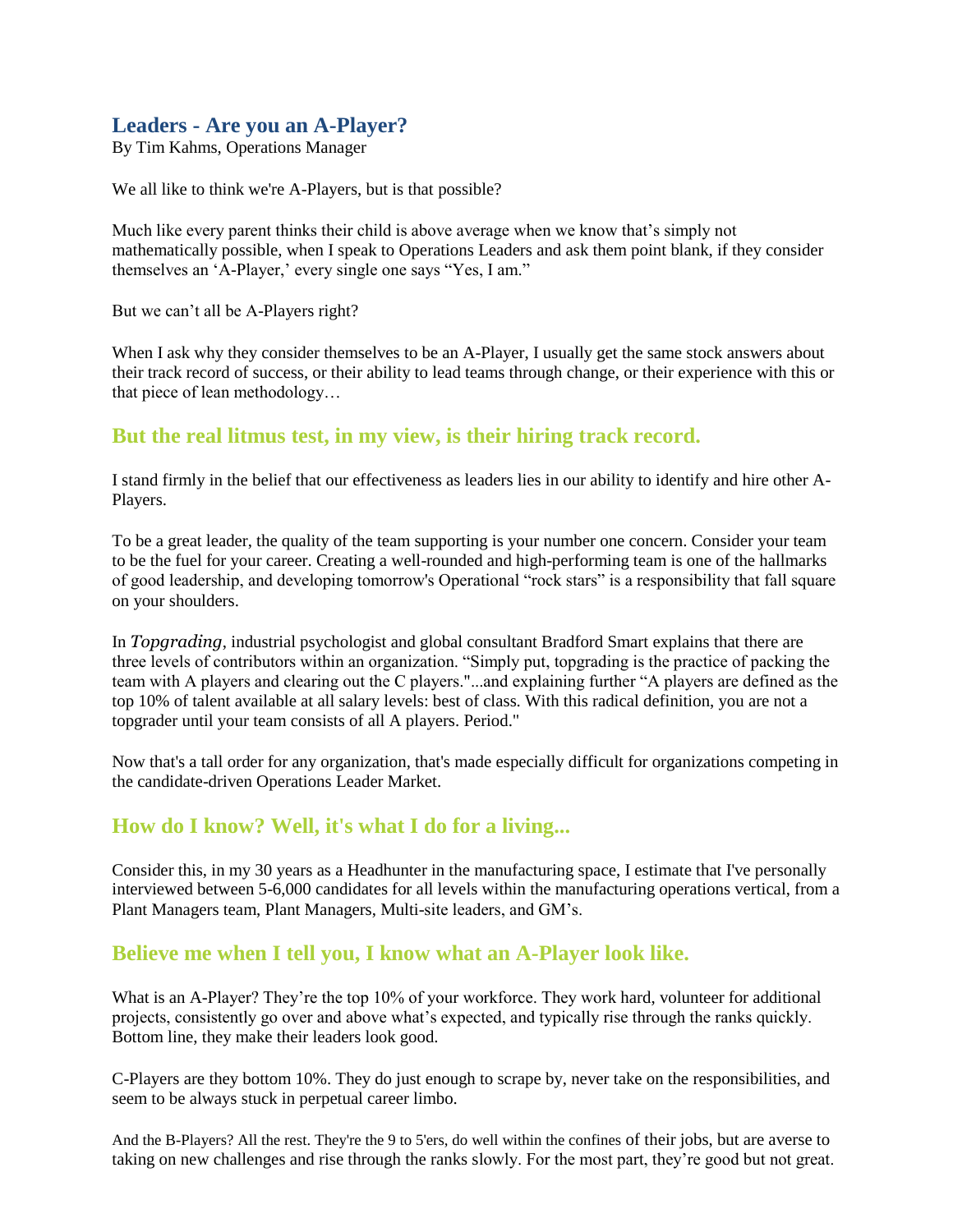# Leaders - Are you an A-Player?

By Tim Kahms, Operations Manager

We all like to think we're A-Players, but is that possible?

Much like every parent thinks their child is above average when we know that's simply not mathematically possible, when I speak to Operations Leaders and ask them point blank, if they consider themselves an 'A-Player,' every single one says "Yes, I am."

But we can't all be A-Players right?

When I ask why they consider themselves to be an A-Player, I usually get the same stock answers about their track record of success, or their ability to lead teams through change, or their experience with this or that piece of lean methodology…

## But the real litmus test, in my view, is their hiring track record.

I stand firmly in the belief that our effectiveness as leaders lies in our ability to identify and hire other A-Players.

To be a great leader, the quality of the team supporting is your number one concern. Consider your team to be the fuel for your career. Creating a well-rounded and high-performing team is one of the hallmarks of good leadership, and developing tomorrow's Operational "rock stars" is a responsibility that fall square on your shoulders.

In *Topgrading*, industrial psychologist and global consultant Bradford Smart explains that there are three levels of contributors within an organization. "Simply put, topgrading is the practice of packing the team with A players and clearing out the C players."...and explaining further "A players are defined as the top 10% of talent available at all salary levels: best of class. With this radical definition, you are not a topgrader until your team consists of all A players. Period."

Now that's a tall order for any organization, that's made especially difficult for organizations competing in the candidate-driven Operations Leader Market.

## How do I know? Well, it's what I do for a living...

Consider this, in my 30 years as a Headhunter in the manufacturing space, I estimate that I've personally interviewed between 5-6,000 candidates for all levels within the manufacturing operations vertical, from a Plant Managers team, Plant Managers, Multi-site leaders, and GM's.

## Believe me when I tell you, I know what an A-Player look like.

What is an A-Player? They're the top 10% of your workforce. They work hard, volunteer for additional projects, consistently go over and above what's expected, and typically rise through the ranks quickly. Bottom line, they make their leaders look good.

C-Players are they bottom 10%. They do just enough to scrape by, never take on the responsibilities, and seem to be always stuck in perpetual career limbo.

And the B-Players? All the rest. They're the 9 to 5'ers, do well within the confines of their jobs, but are averse to taking on new challenges and rise through the ranks slowly. For the most part, they're good but not great.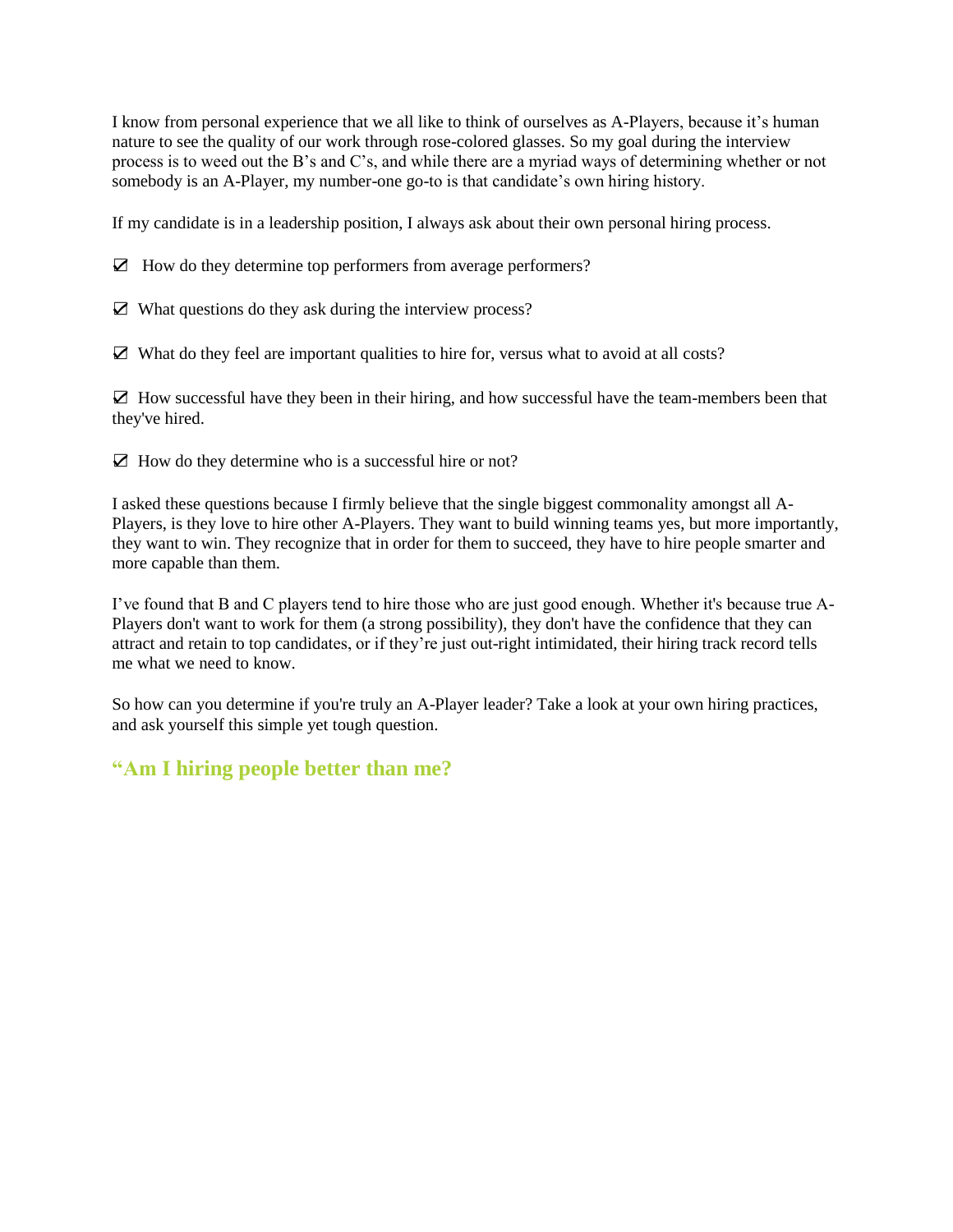I know from personal experience that we all like to think of ourselves as A-Players, because it's human nature to see the quality of our work through rose-colored glasses. So my goal during the interview process is to weed out the B's and C's, and while there are a myriad ways of determining whether or not somebody is an A-Player, my number-one go-to is that candidate's own hiring history.

If my candidate is in a leadership position, I always ask about their own personal hiring process.

☑ How do they determine top performers from average performers?

☑ What questions do they ask during the interview process?

☑ What do they feel are important qualities to hire for, versus what to avoid at all costs?

☑ How successful have they been in their hiring, and how successful have the team-members been that they've hired.

☑ How do they determine who is a successful hire or not?

I asked these questions because I firmly believe that the single biggest commonality amongst all A-Players, is they love to hire other A-Players. They want to build winning teams yes, but more importantly, they want to win. They recognize that in order for them to succeed, they have to hire people smarter and more capable than them.

I've found that B and C players tend to hire those who are just good enough. Whether it's because true A-Players don't want to work for them (a strong possibility), they don't have the confidence that they can attract and retain to top candidates, or if they're just out-right intimidated, their hiring track record tells me what we need to know.

So how can you determine if you're truly an A-Player leader? Take a look at your own hiring practices, and ask yourself this simple yet tough question.

### "Am I hiring people better than me?